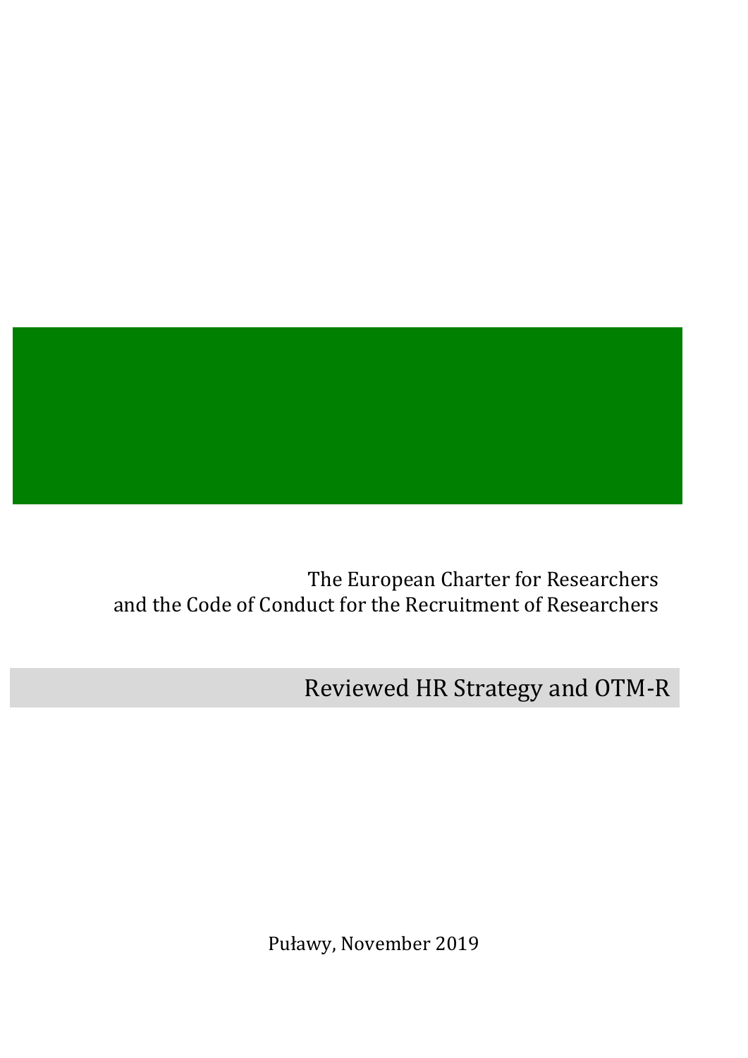The European Charter for Researchers
and the Code of Conduct for the Recruitment of Researchers

# Reviewed HR Strategy and OTM-R

Puławy, November 2019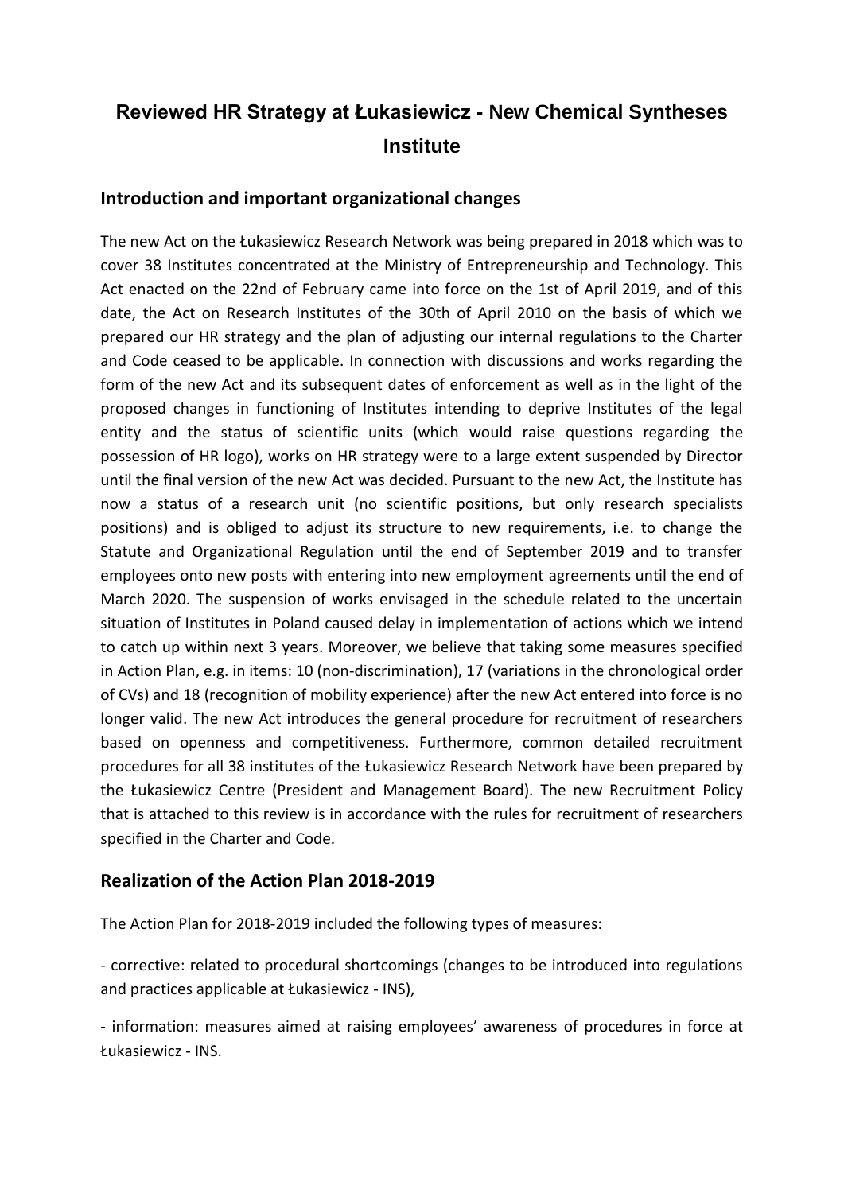# Reviewed HR Strategy at Łukasiewicz - New Chemical Syntheses Institute

## Introduction and important organizational changes

The new Act on the Łukasiewicz Research Network was being prepared in 2018 which was to cover 38 Institutes concentrated at the Ministry of Entrepreneurship and Technology. This Act enacted on the 22nd of February came into force on the 1st of April 2019, and of this date, the Act on Research Institutes of the 30th of April 2010 on the basis of which we prepared our HR strategy and the plan of adjusting our internal regulations to the Charter and Code ceased to be applicable. In connection with discussions and works regarding the form of the new Act and its subsequent dates of enforcement as well as in the light of the proposed changes in functioning of Institutes intending to deprive Institutes of the legal entity and the status of scientific units (which would raise questions regarding the possession of HR logo), works on HR strategy were to a large extent suspended by Director until the final version of the new Act was decided. Pursuant to the new Act, the Institute has now a status of a research unit (no scientific positions, but only research specialists positions) and is obliged to adjust its structure to new requirements, i.e. to change the Statute and Organizational Regulation until the end of September 2019 and to transfer employees onto new posts with entering into new employment agreements until the end of March 2020. The suspension of works envisaged in the schedule related to the uncertain situation of Institutes in Poland caused delay in implementation of actions which we intend to catch up within next 3 years. Moreover, we believe that taking some measures specified in Action Plan, e.g. in items: 10 (non-discrimination), 17 (variations in the chronological order of CVs) and 18 (recognition of mobility experience) after the new Act entered into force is no longer valid. The new Act introduces the general procedure for recruitment of researchers based on openness and competitiveness. Furthermore, common detailed recruitment procedures for all 38 institutes of the Łukasiewicz Research Network have been prepared by the Łukasiewicz Centre (President and Management Board). The new Recruitment Policy that is attached to this review is in accordance with the rules for recruitment of researchers specified in the Charter and Code.

## Realization of the Action Plan 2018-2019

The Action Plan for 2018-2019 included the following types of measures:

- corrective: related to procedural shortcomings (changes to be introduced into regulations and practices applicable at Łukasiewicz - INS),

- information: measures aimed at raising employees' awareness of procedures in force at Łukasiewicz - INS.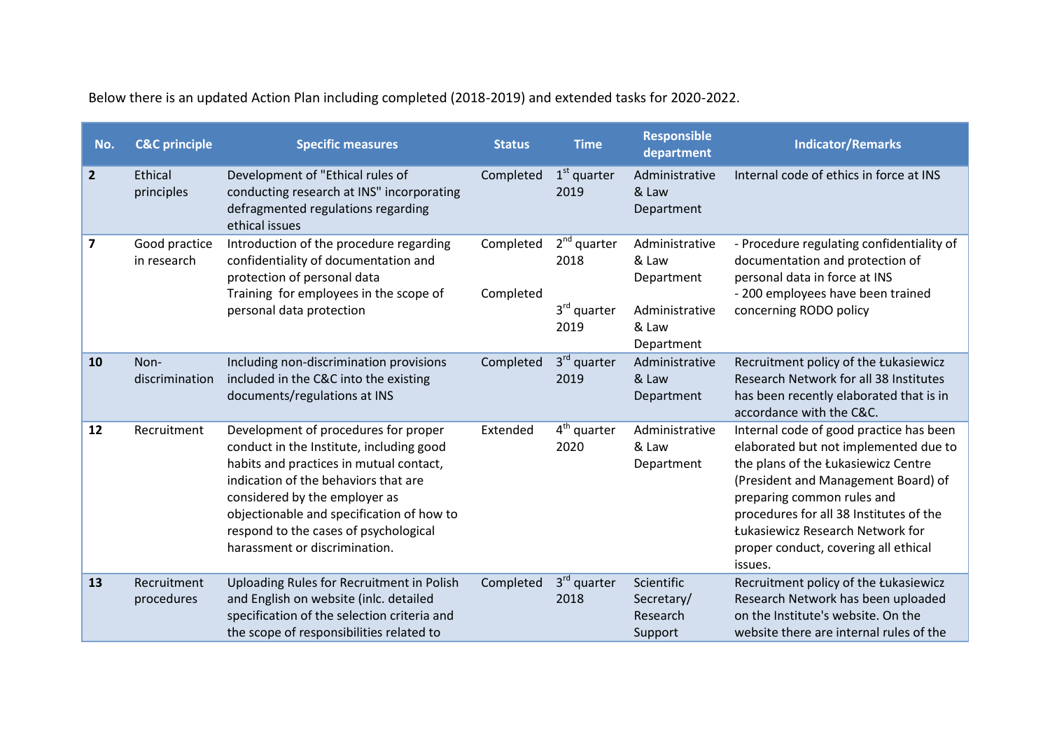Below there is an updated Action Plan including completed (2018-2019) and extended tasks for 2020-2022.

| No. | C&C principle | Specific measures | Status | Time | Responsible department | Indicator/Remarks |
|---|---|---|---|---|---|---|
| **2** | Ethical principles | Development of "Ethical rules of conducting research at INS" incorporating defragmented regulations regarding ethical issues | Completed | 1st quarter 2019 | Administrative & Law Department | Internal code of ethics in force at INS |
| **7** | Good practice in research | Introduction of the procedure regarding confidentiality of documentation and protection of personal data<br>Training for employees in the scope of personal data protection | Completed<br><br>Completed | 2nd quarter 2018<br><br>3rd quarter 2019 | Administrative & Law Department<br><br>Administrative & Law Department | - Procedure regulating confidentiality of documentation and protection of personal data in force at INS<br>- 200 employees have been trained concerning RODO policy |
| **10** | Non-discrimination | Including non-discrimination provisions included in the C&C into the existing documents/regulations at INS | Completed | 3rd quarter 2019 | Administrative & Law Department | Recruitment policy of the Łukasiewicz Research Network for all 38 Institutes has been recently elaborated that is in accordance with the C&C. |
| **12** | Recruitment | Development of procedures for proper conduct in the Institute, including good habits and practices in mutual contact, indication of the behaviors that are considered by the employer as objectionable and specification of how to respond to the cases of psychological harassment or discrimination. | Extended | 4th quarter 2020 | Administrative & Law Department | Internal code of good practice has been elaborated but not implemented due to the plans of the Łukasiewicz Centre (President and Management Board) of preparing common rules and procedures for all 38 Institutes of the Łukasiewicz Research Network for proper conduct, covering all ethical issues. |
| **13** | Recruitment procedures | Uploading Rules for Recruitment in Polish and English on website (inlc. detailed specification of the selection criteria and the scope of responsibilities related to | Completed | 3rd quarter 2018 | Scientific Secretary/ Research Support | Recruitment policy of the Łukasiewicz Research Network has been uploaded on the Institute's website. On the website there are internal rules of the |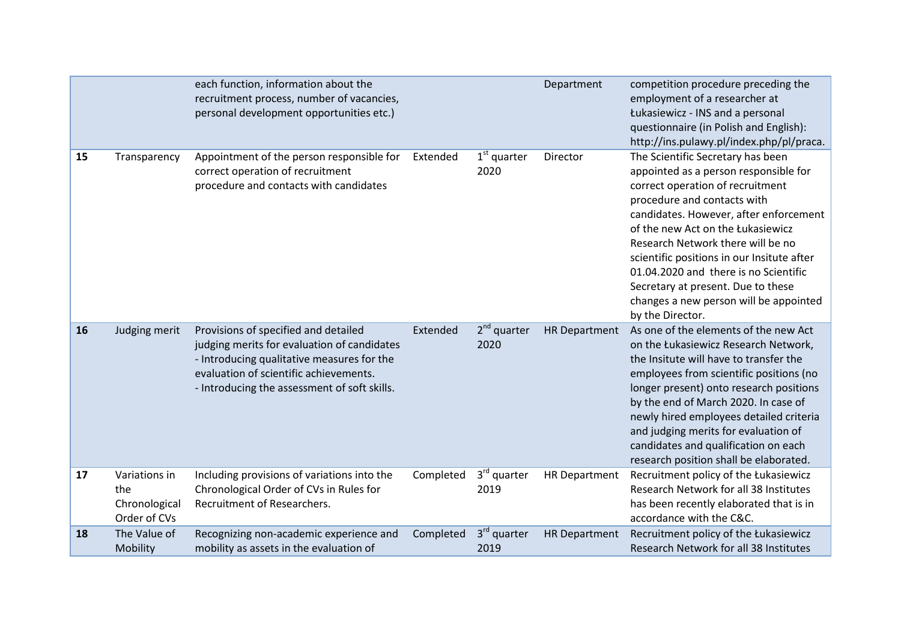| | | each function, information about the recruitment process, number of vacancies, personal development opportunities etc.) | | | Department | competition procedure preceding the employment of a researcher at Łukasiewicz - INS and a personal questionnaire (in Polish and English): http://ins.pulawy.pl/index.php/pl/praca. |
|---|---|---|---|---|---|---|
| **15** | Transparency | Appointment of the person responsible for correct operation of recruitment procedure and contacts with candidates | Extended | 1st quarter 2020 | Director | The Scientific Secretary has been appointed as a person responsible for correct operation of recruitment procedure and contacts with candidates. However, after enforcement of the new Act on the Łukasiewicz Research Network there will be no scientific positions in our Insitute after 01.04.2020 and there is no Scientific Secretary at present. Due to these changes a new person will be appointed by the Director. |
| **16** | Judging merit | Provisions of specified and detailed judging merits for evaluation of candidates - Introducing qualitative measures for the evaluation of scientific achievements. - Introducing the assessment of soft skills. | Extended | 2nd quarter 2020 | HR Department | As one of the elements of the new Act on the Łukasiewicz Research Network, the Insitute will have to transfer the employees from scientific positions (no longer present) onto research positions by the end of March 2020. In case of newly hired employees detailed criteria and judging merits for evaluation of candidates and qualification on each research position shall be elaborated. |
| **17** | Variations in the Chronological Order of CVs | Including provisions of variations into the Chronological Order of CVs in Rules for Recruitment of Researchers. | Completed | 3rd quarter 2019 | HR Department | Recruitment policy of the Łukasiewicz Research Network for all 38 Institutes has been recently elaborated that is in accordance with the C&C. |
| **18** | The Value of Mobility | Recognizing non-academic experience and mobility as assets in the evaluation of | Completed | 3rd quarter 2019 | HR Department | Recruitment policy of the Łukasiewicz Research Network for all 38 Institutes |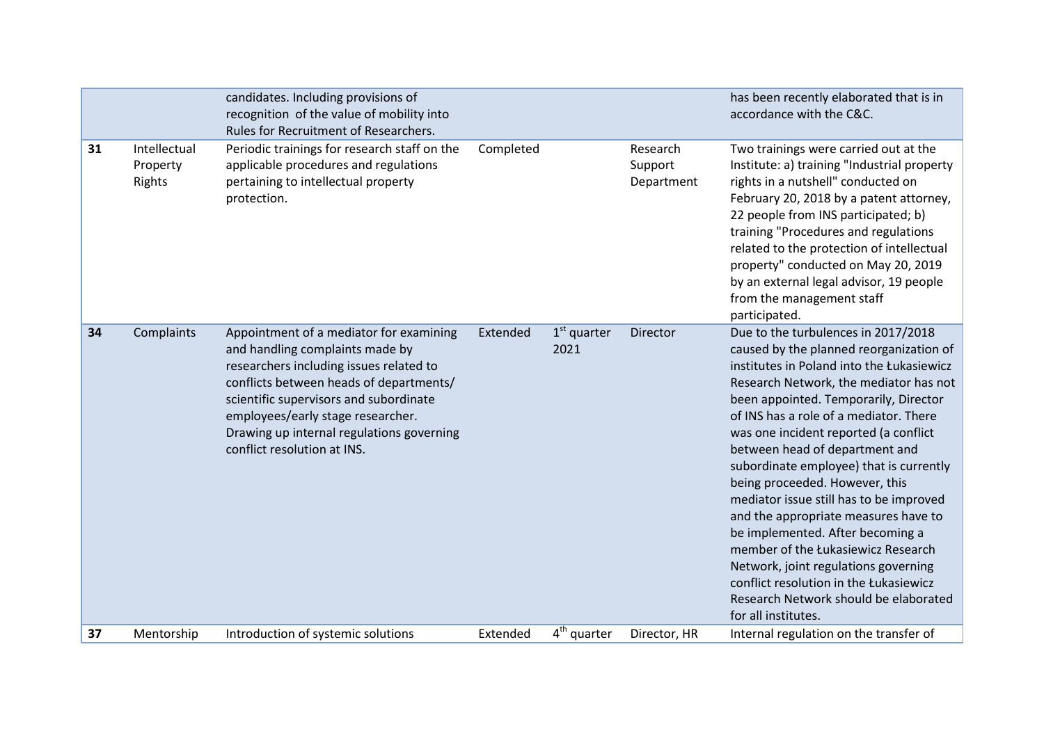| | | | | | | |
|---|---|---|---|---|---|---|
| | | candidates. Including provisions of recognition of the value of mobility into Rules for Recruitment of Researchers. | | | | has been recently elaborated that is in accordance with the C&C. |
| **31** | Intellectual Property Rights | Periodic trainings for research staff on the applicable procedures and regulations pertaining to intellectual property protection. | Completed | | Research Support Department | Two trainings were carried out at the Institute: a) training "Industrial property rights in a nutshell" conducted on February 20, 2018 by a patent attorney, 22 people from INS participated; b) training "Procedures and regulations related to the protection of intellectual property" conducted on May 20, 2019 by an external legal advisor, 19 people from the management staff participated. |
| **34** | Complaints | Appointment of a mediator for examining and handling complaints made by researchers including issues related to conflicts between heads of departments/ scientific supervisors and subordinate employees/early stage researcher. Drawing up internal regulations governing conflict resolution at INS. | Extended | 1st quarter 2021 | Director | Due to the turbulences in 2017/2018 caused by the planned reorganization of institutes in Poland into the Łukasiewicz Research Network, the mediator has not been appointed. Temporarily, Director of INS has a role of a mediator. There was one incident reported (a conflict between head of department and subordinate employee) that is currently being proceeded. However, this mediator issue still has to be improved and the appropriate measures have to be implemented. After becoming a member of the Łukasiewicz Research Network, joint regulations governing conflict resolution in the Łukasiewicz Research Network should be elaborated for all institutes. |
| **37** | Mentorship | Introduction of systemic solutions | Extended | 4th quarter | Director, HR | Internal regulation on the transfer of |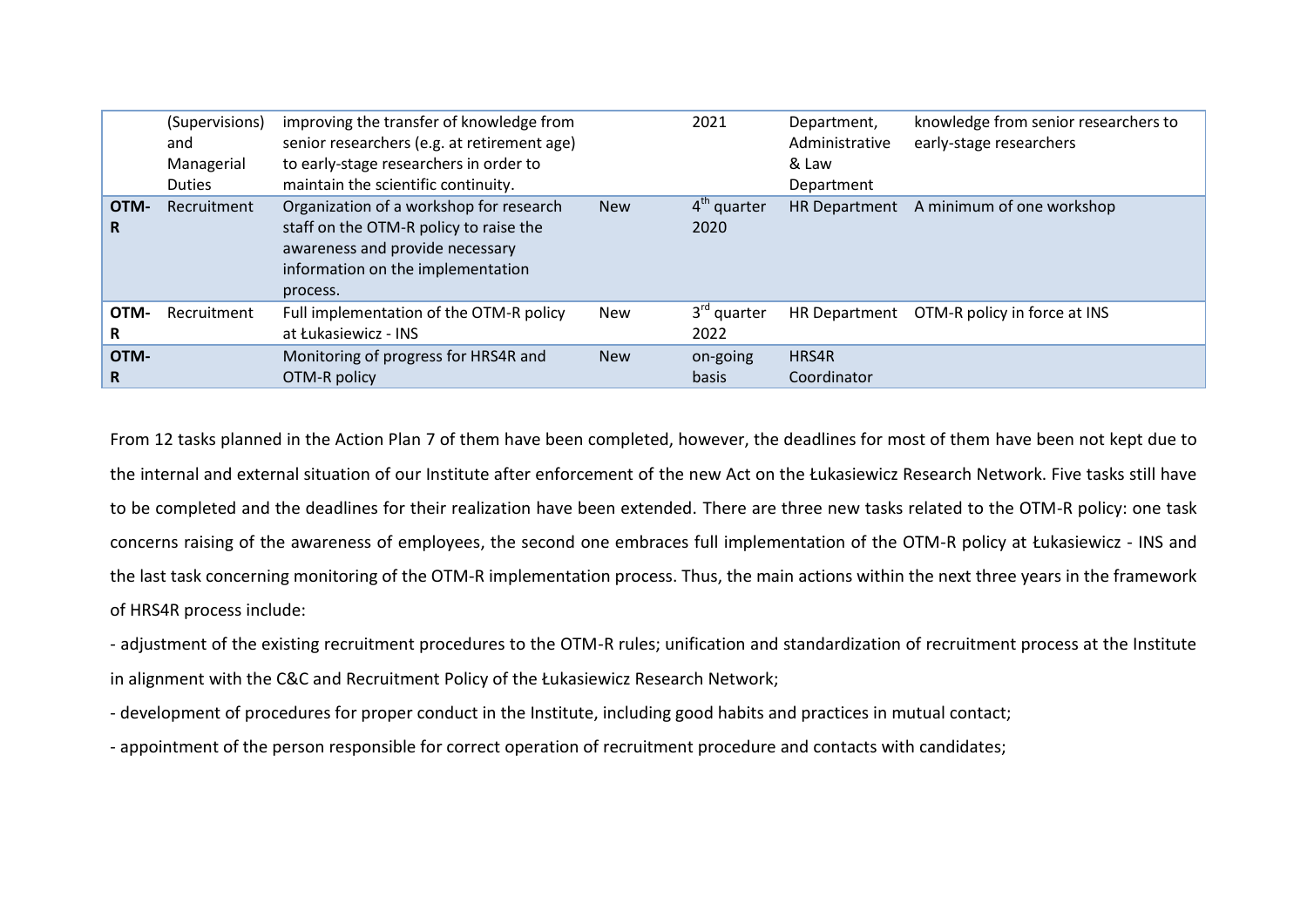| | | | | | | |
|---|---|---|---|---|---|---|
| | (Supervisions) and Managerial Duties | improving the transfer of knowledge from senior researchers (e.g. at retirement age) to early-stage researchers in order to maintain the scientific continuity. | | 2021 | Department, Administrative & Law Department | knowledge from senior researchers to early-stage researchers |
| **OTM-R** | Recruitment | Organization of a workshop for research staff on the OTM-R policy to raise the awareness and provide necessary information on the implementation process. | New | 4th quarter 2020 | HR Department | A minimum of one workshop |
| **OTM-R** | Recruitment | Full implementation of the OTM-R policy at Łukasiewicz - INS | New | 3rd quarter 2022 | HR Department | OTM-R policy in force at INS |
| **OTM-R** | | Monitoring of progress for HRS4R and OTM-R policy | New | on-going basis | HRS4R Coordinator | |

From 12 tasks planned in the Action Plan 7 of them have been completed, however, the deadlines for most of them have been not kept due to the internal and external situation of our Institute after enforcement of the new Act on the Łukasiewicz Research Network. Five tasks still have to be completed and the deadlines for their realization have been extended. There are three new tasks related to the OTM-R policy: one task concerns raising of the awareness of employees, the second one embraces full implementation of the OTM-R policy at Łukasiewicz - INS and the last task concerning monitoring of the OTM-R implementation process. Thus, the main actions within the next three years in the framework of HRS4R process include:

- adjustment of the existing recruitment procedures to the OTM-R rules; unification and standardization of recruitment process at the Institute in alignment with the C&C and Recruitment Policy of the Łukasiewicz Research Network;
- development of procedures for proper conduct in the Institute, including good habits and practices in mutual contact;
- appointment of the person responsible for correct operation of recruitment procedure and contacts with candidates;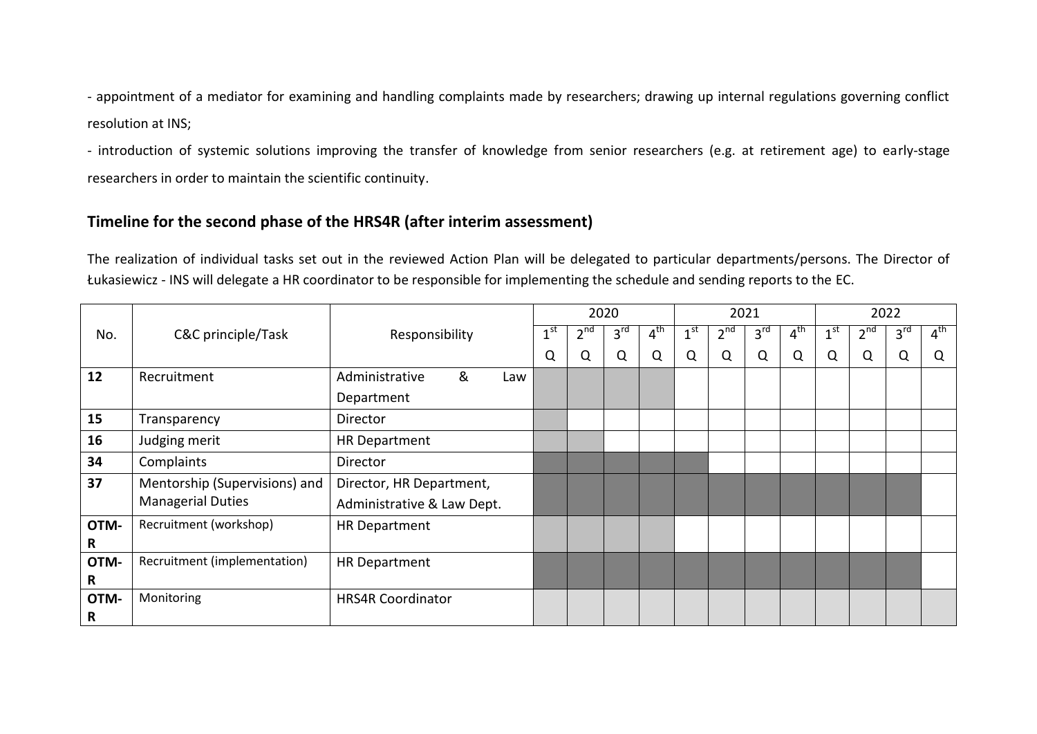- appointment of a mediator for examining and handling complaints made by researchers; drawing up internal regulations governing conflict resolution at INS;

- introduction of systemic solutions improving the transfer of knowledge from senior researchers (e.g. at retirement age) to early-stage researchers in order to maintain the scientific continuity.

## Timeline for the second phase of the HRS4R (after interim assessment)

The realization of individual tasks set out in the reviewed Action Plan will be delegated to particular departments/persons. The Director of Łukasiewicz - INS will delegate a HR coordinator to be responsible for implementing the schedule and sending reports to the EC.

| No. | C&C principle/Task | Responsibility | 2020 | | | | 2021 | | | | 2022 | | | |
|---|---|---|---|---|---|---|---|---|---|---|---|---|---|---|
| | | | 1st Q | 2nd Q | 3rd Q | 4th Q | 1st Q | 2nd Q | 3rd Q | 4th Q | 1st Q | 2nd Q | 3rd Q | 4th Q |
| **12** | Recruitment | Administrative & Law Department | ■ | ■ | ■ | ■ | | | | | | | | |
| **15** | Transparency | Director | ■ | | | | | | | | | | | |
| **16** | Judging merit | HR Department | ■ | ■ | | | | | | | | | | |
| **34** | Complaints | Director | ■ | ■ | ■ | ■ | ■ | | | | | | | |
| **37** | Mentorship (Supervisions) and Managerial Duties | Director, HR Department, Administrative & Law Dept. | ■ | ■ | ■ | ■ | ■ | ■ | ■ | ■ | ■ | ■ | ■ | |
| **OTM-R** | Recruitment (workshop) | HR Department | ■ | ■ | ■ | ■ | | | | | | | | |
| **OTM-R** | Recruitment (implementation) | HR Department | ■ | ■ | ■ | ■ | ■ | ■ | ■ | ■ | ■ | ■ | ■ | |
| **OTM-R** | Monitoring | HRS4R Coordinator | ■ | ■ | ■ | ■ | ■ | ■ | ■ | ■ | ■ | ■ | ■ | ■ |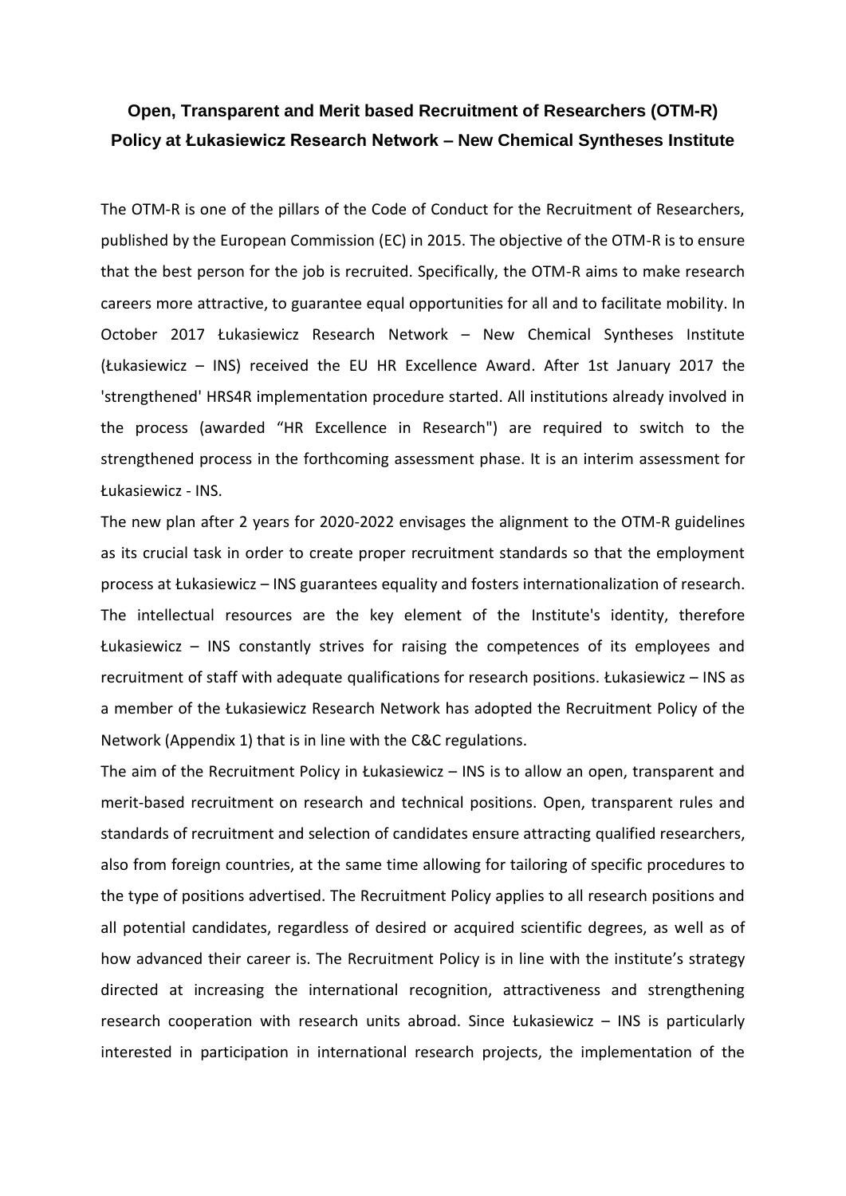**Open, Transparent and Merit based Recruitment of Researchers (OTM-R) Policy at Łukasiewicz Research Network – New Chemical Syntheses Institute**

The OTM-R is one of the pillars of the Code of Conduct for the Recruitment of Researchers, published by the European Commission (EC) in 2015. The objective of the OTM-R is to ensure that the best person for the job is recruited. Specifically, the OTM-R aims to make research careers more attractive, to guarantee equal opportunities for all and to facilitate mobility. In October 2017 Łukasiewicz Research Network – New Chemical Syntheses Institute (Łukasiewicz – INS) received the EU HR Excellence Award. After 1st January 2017 the 'strengthened' HRS4R implementation procedure started. All institutions already involved in the process (awarded "HR Excellence in Research") are required to switch to the strengthened process in the forthcoming assessment phase. It is an interim assessment for Łukasiewicz - INS.

The new plan after 2 years for 2020-2022 envisages the alignment to the OTM-R guidelines as its crucial task in order to create proper recruitment standards so that the employment process at Łukasiewicz – INS guarantees equality and fosters internationalization of research. The intellectual resources are the key element of the Institute's identity, therefore Łukasiewicz – INS constantly strives for raising the competences of its employees and recruitment of staff with adequate qualifications for research positions. Łukasiewicz – INS as a member of the Łukasiewicz Research Network has adopted the Recruitment Policy of the Network (Appendix 1) that is in line with the C&C regulations.

The aim of the Recruitment Policy in Łukasiewicz – INS is to allow an open, transparent and merit-based recruitment on research and technical positions. Open, transparent rules and standards of recruitment and selection of candidates ensure attracting qualified researchers, also from foreign countries, at the same time allowing for tailoring of specific procedures to the type of positions advertised. The Recruitment Policy applies to all research positions and all potential candidates, regardless of desired or acquired scientific degrees, as well as of how advanced their career is. The Recruitment Policy is in line with the institute's strategy directed at increasing the international recognition, attractiveness and strengthening research cooperation with research units abroad. Since Łukasiewicz – INS is particularly interested in participation in international research projects, the implementation of the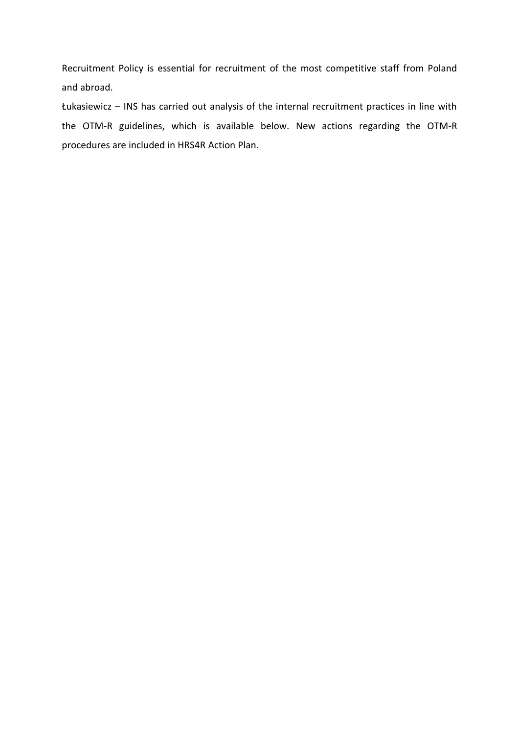Recruitment Policy is essential for recruitment of the most competitive staff from Poland and abroad.

Łukasiewicz – INS has carried out analysis of the internal recruitment practices in line with the OTM-R guidelines, which is available below. New actions regarding the OTM-R procedures are included in HRS4R Action Plan.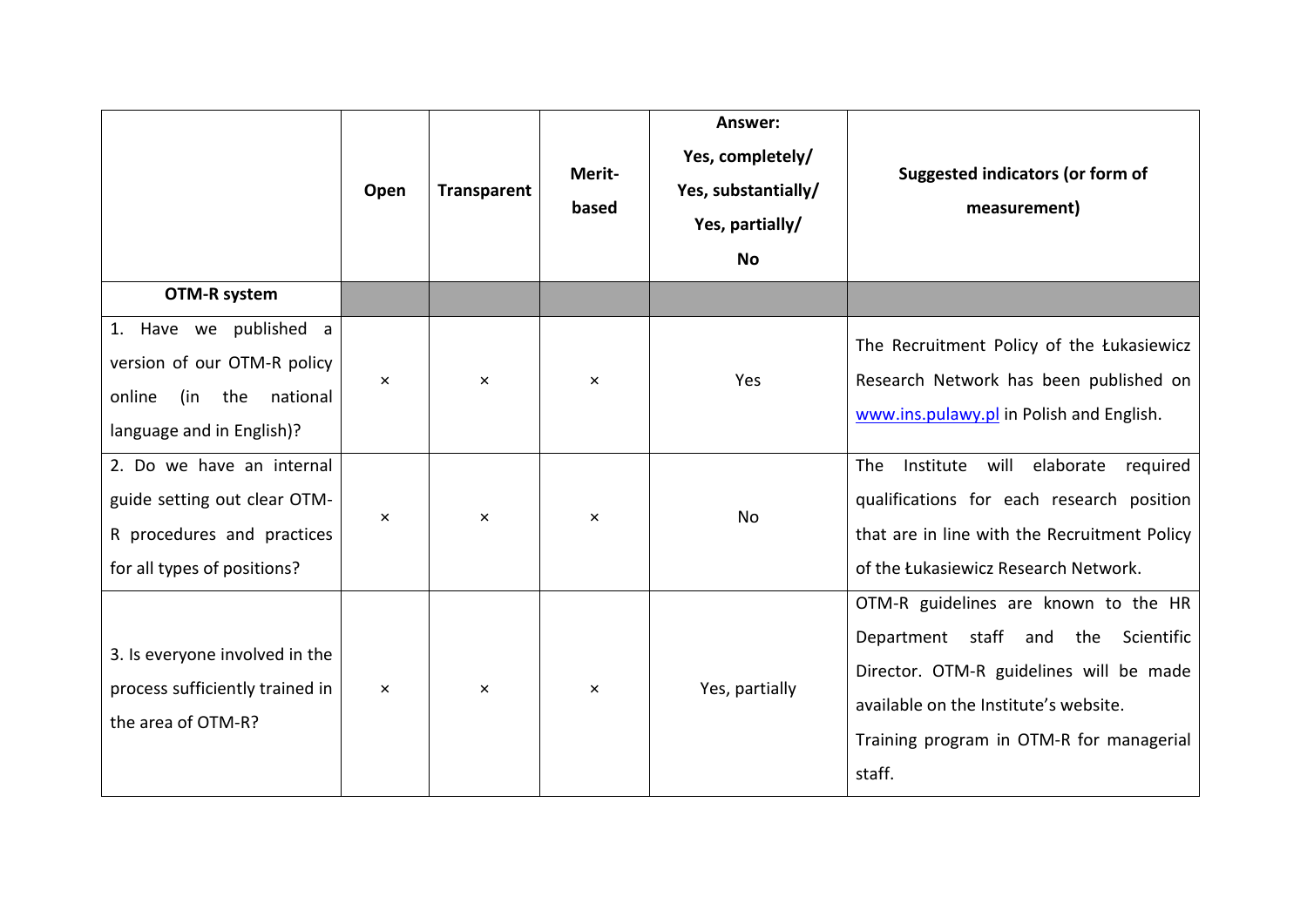| | Open | Transparent | Merit-based | Answer: Yes, completely/ Yes, substantially/ Yes, partially/ No | Suggested indicators (or form of measurement) |
|---|---|---|---|---|---|
| **OTM-R system** | | | | | |
| 1. Have we published a version of our OTM-R policy online (in the national language and in English)? | × | × | × | Yes | The Recruitment Policy of the Łukasiewicz Research Network has been published on www.ins.pulawy.pl in Polish and English. |
| 2. Do we have an internal guide setting out clear OTM-R procedures and practices for all types of positions? | × | × | × | No | The Institute will elaborate required qualifications for each research position that are in line with the Recruitment Policy of the Łukasiewicz Research Network. |
| 3. Is everyone involved in the process sufficiently trained in the area of OTM-R? | × | × | × | Yes, partially | OTM-R guidelines are known to the HR Department staff and the Scientific Director. OTM-R guidelines will be made available on the Institute's website.<br>Training program in OTM-R for managerial staff. |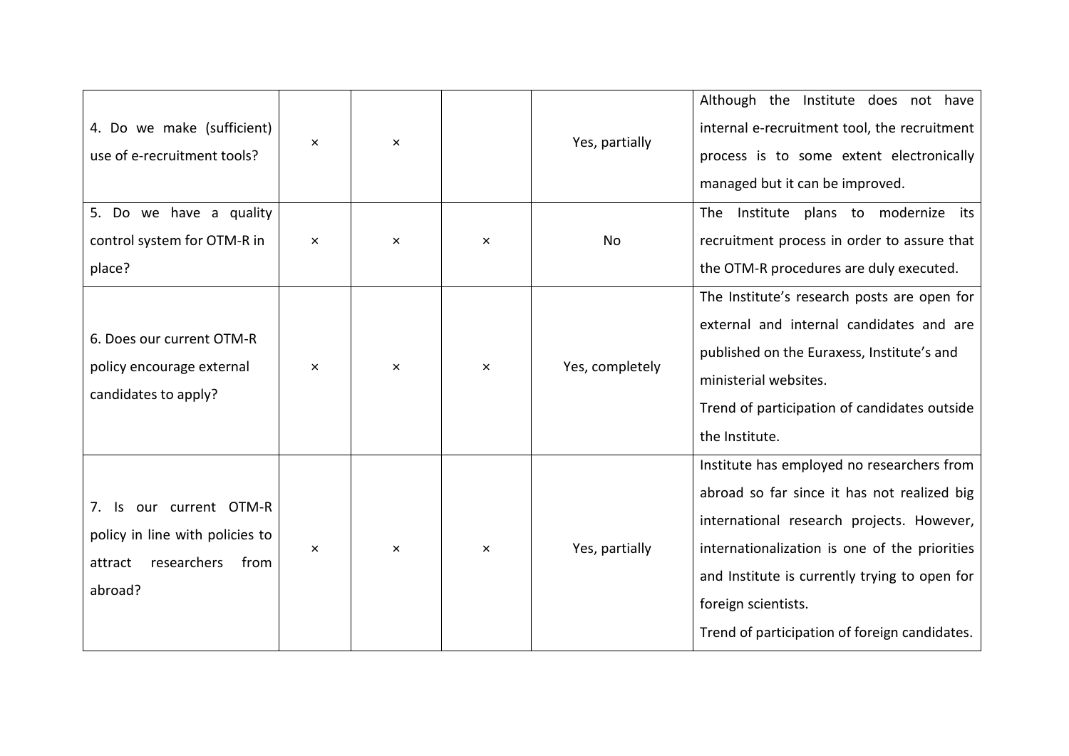| | | | | | |
|---|---|---|---|---|---|
| 4. Do we make (sufficient) use of e-recruitment tools? | × | × | | Yes, partially | Although the Institute does not have internal e-recruitment tool, the recruitment process is to some extent electronically managed but it can be improved. |
| 5. Do we have a quality control system for OTM-R in place? | × | × | × | No | The Institute plans to modernize its recruitment process in order to assure that the OTM-R procedures are duly executed. |
| 6. Does our current OTM-R policy encourage external candidates to apply? | × | × | × | Yes, completely | The Institute's research posts are open for external and internal candidates and are published on the Euraxess, Institute's and ministerial websites.<br>Trend of participation of candidates outside the Institute. |
| 7. Is our current OTM-R policy in line with policies to attract researchers from abroad? | × | × | × | Yes, partially | Institute has employed no researchers from abroad so far since it has not realized big international research projects. However, internationalization is one of the priorities and Institute is currently trying to open for foreign scientists.<br>Trend of participation of foreign candidates. |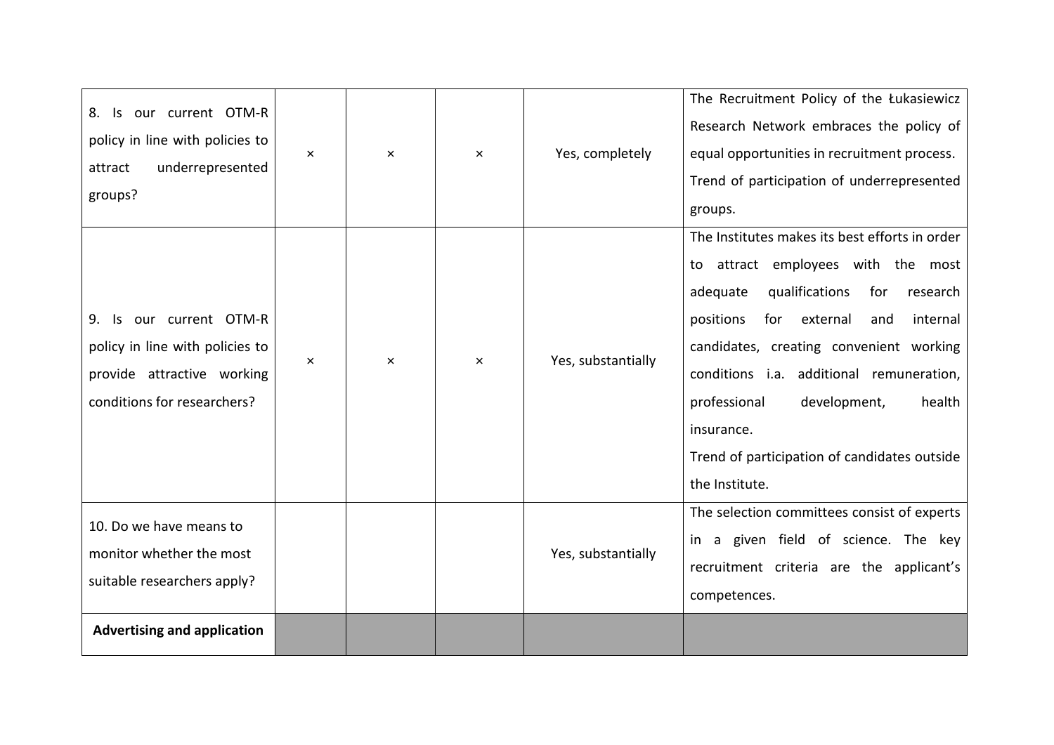| | | | | | |
|---|---|---|---|---|---|
| 8. Is our current OTM-R policy in line with policies to attract underrepresented groups? | × | × | × | Yes, completely | The Recruitment Policy of the Łukasiewicz Research Network embraces the policy of equal opportunities in recruitment process. Trend of participation of underrepresented groups. |
| 9. Is our current OTM-R policy in line with policies to provide attractive working conditions for researchers? | × | × | × | Yes, substantially | The Institutes makes its best efforts in order to attract employees with the most adequate qualifications for research positions for external and internal candidates, creating convenient working conditions i.a. additional remuneration, professional development, health insurance. Trend of participation of candidates outside the Institute. |
| 10. Do we have means to monitor whether the most suitable researchers apply? | | | | Yes, substantially | The selection committees consist of experts in a given field of science. The key recruitment criteria are the applicant's competences. |
| **Advertising and application** | | | | | |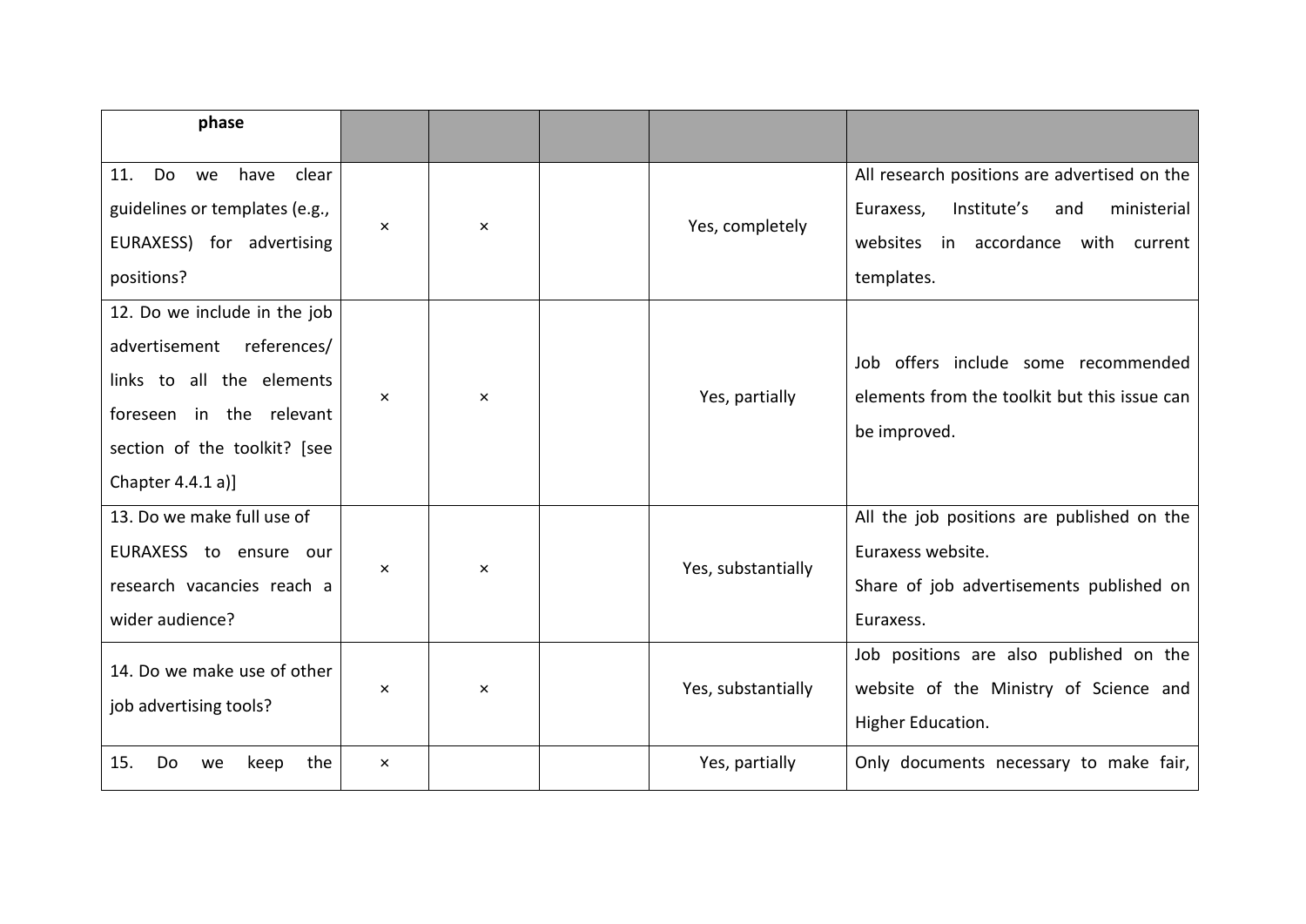| phase | | | | | |
|---|---|---|---|---|---|
| 11. Do we have clear guidelines or templates (e.g., EURAXESS) for advertising positions? | × | × | | Yes, completely | All research positions are advertised on the Euraxess, Institute's and ministerial websites in accordance with current templates. |
| 12. Do we include in the job advertisement references/ links to all the elements foreseen in the relevant section of the toolkit? [see Chapter 4.4.1 a)] | × | × | | Yes, partially | Job offers include some recommended elements from the toolkit but this issue can be improved. |
| 13. Do we make full use of EURAXESS to ensure our research vacancies reach a wider audience? | × | × | | Yes, substantially | All the job positions are published on the Euraxess website.<br>Share of job advertisements published on Euraxess. |
| 14. Do we make use of other job advertising tools? | × | × | | Yes, substantially | Job positions are also published on the website of the Ministry of Science and Higher Education. |
| 15. Do we keep the | × | | | Yes, partially | Only documents necessary to make fair, |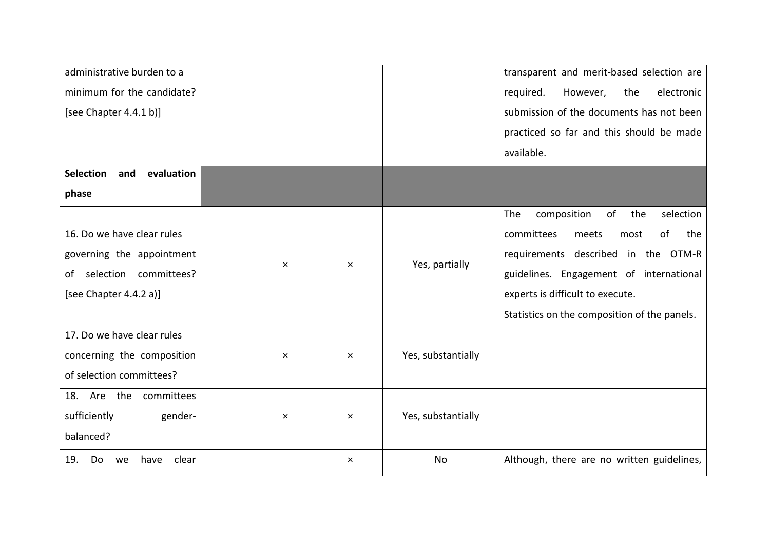| | | | | | |
|---|---|---|---|---|---|
| administrative burden to a minimum for the candidate? [see Chapter 4.4.1 b)] | | | | | transparent and merit-based selection are required. However, the electronic submission of the documents has not been practiced so far and this should be made available. |
| **Selection and evaluation phase** | | | | | |
| 16. Do we have clear rules governing the appointment of selection committees? [see Chapter 4.4.2 a)] | | × | × | Yes, partially | The composition of the selection committees meets most of the requirements described in the OTM-R guidelines. Engagement of international experts is difficult to execute.<br>Statistics on the composition of the panels. |
| 17. Do we have clear rules concerning the composition of selection committees? | | × | × | Yes, substantially | |
| 18. Are the committees sufficiently gender-balanced? | | × | × | Yes, substantially | |
| 19. Do we have clear | | | × | No | Although, there are no written guidelines, |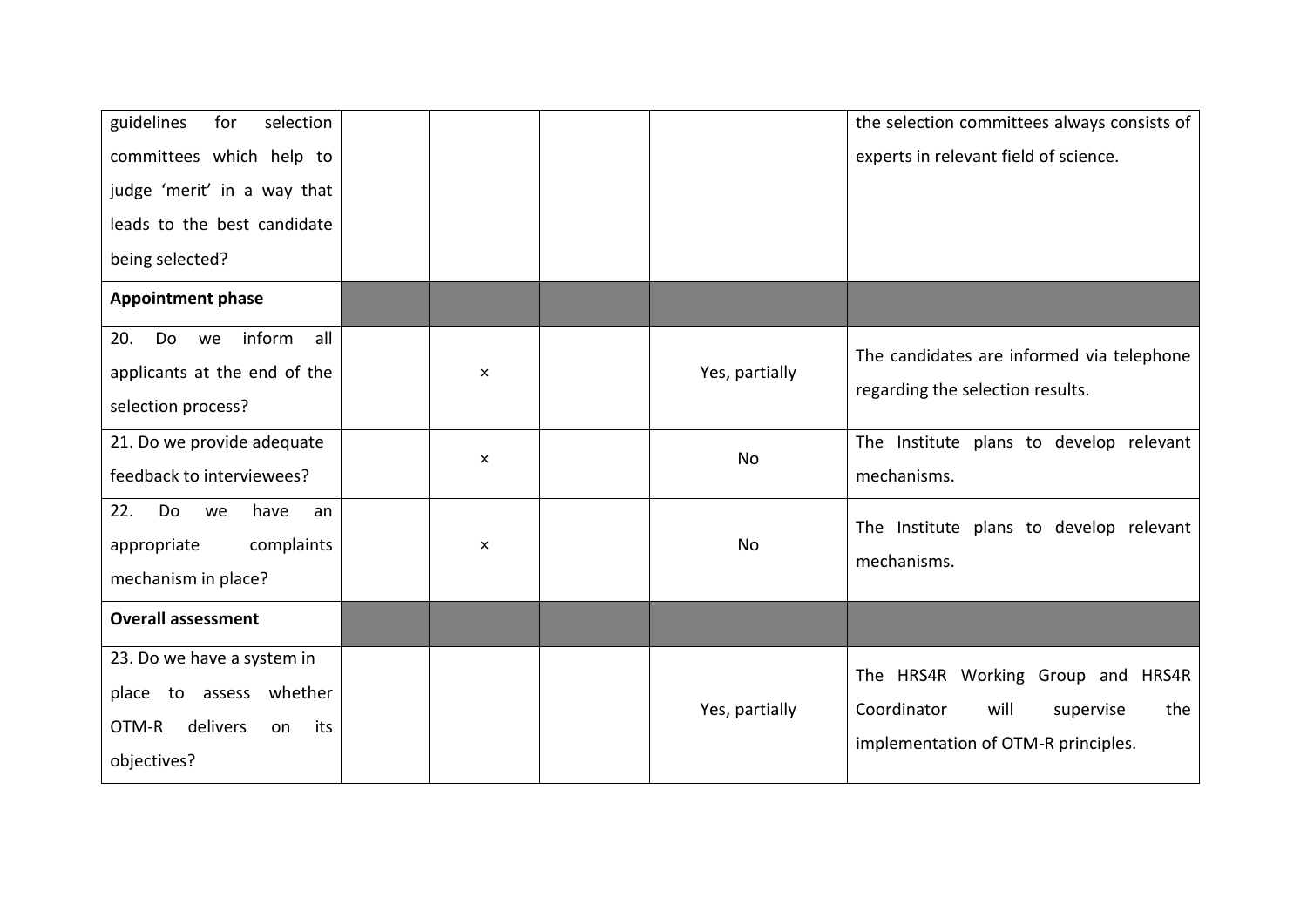| | | | | | |
|---|---|---|---|---|---|
| guidelines for selection committees which help to judge 'merit' in a way that leads to the best candidate being selected? | | | | | the selection committees always consists of experts in relevant field of science. |
| **Appointment phase** | | | | | |
| 20. Do we inform all applicants at the end of the selection process? | | × | | Yes, partially | The candidates are informed via telephone regarding the selection results. |
| 21. Do we provide adequate feedback to interviewees? | | × | | No | The Institute plans to develop relevant mechanisms. |
| 22. Do we have an appropriate complaints mechanism in place? | | × | | No | The Institute plans to develop relevant mechanisms. |
| **Overall assessment** | | | | | |
| 23. Do we have a system in place to assess whether OTM-R delivers on its objectives? | | | | Yes, partially | The HRS4R Working Group and HRS4R Coordinator will supervise the implementation of OTM-R principles. |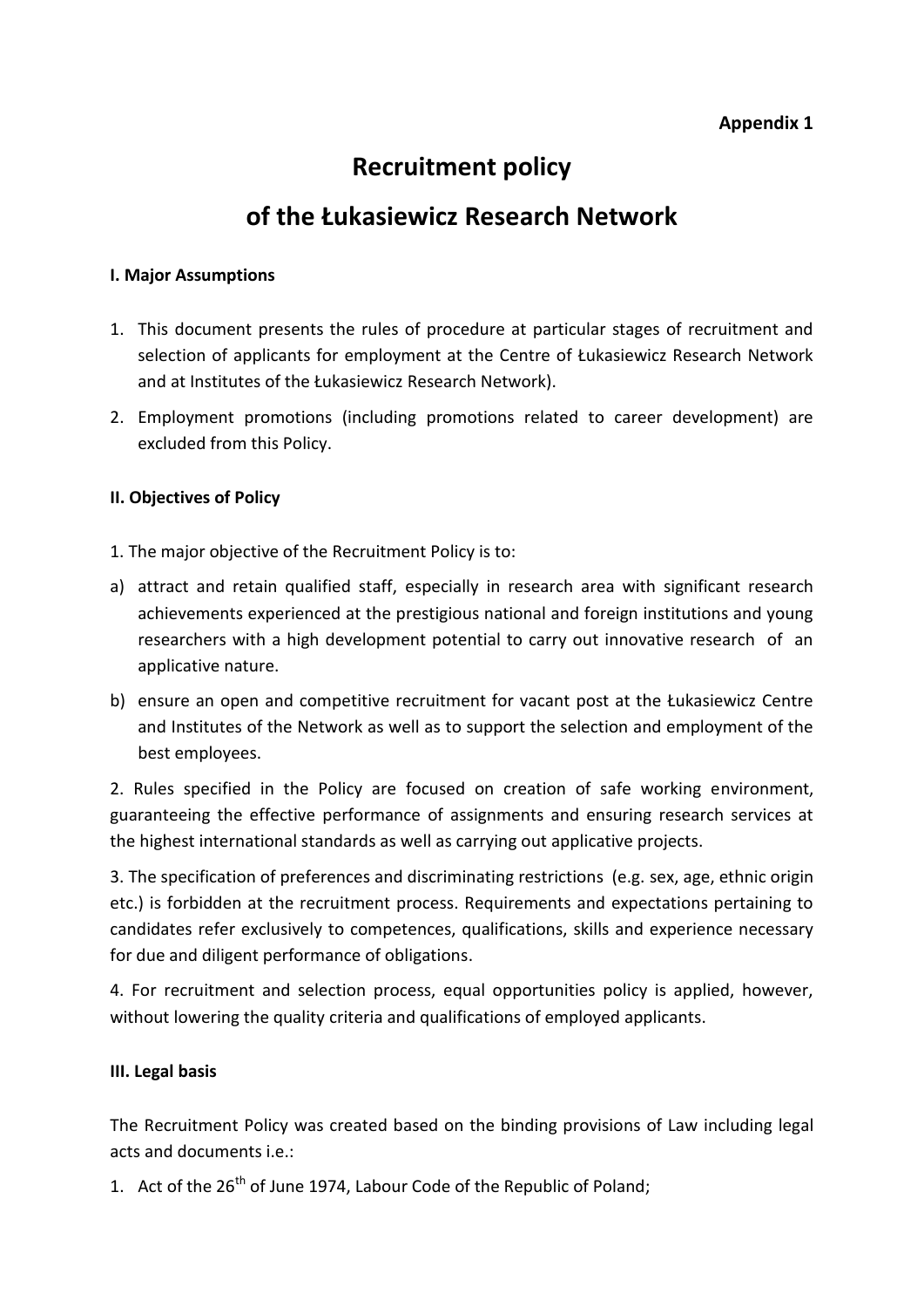**Appendix 1**

# Recruitment policy

# of the Łukasiewicz Research Network

### I. Major Assumptions

1. This document presents the rules of procedure at particular stages of recruitment and selection of applicants for employment at the Centre of Łukasiewicz Research Network and at Institutes of the Łukasiewicz Research Network).
2. Employment promotions (including promotions related to career development) are excluded from this Policy.

### II. Objectives of Policy

1. The major objective of the Recruitment Policy is to:

a) attract and retain qualified staff, especially in research area with significant research achievements experienced at the prestigious national and foreign institutions and young researchers with a high development potential to carry out innovative research of an applicative nature.

b) ensure an open and competitive recruitment for vacant post at the Łukasiewicz Centre and Institutes of the Network as well as to support the selection and employment of the best employees.

2. Rules specified in the Policy are focused on creation of safe working environment, guaranteeing the effective performance of assignments and ensuring research services at the highest international standards as well as carrying out applicative projects.

3. The specification of preferences and discriminating restrictions (e.g. sex, age, ethnic origin etc.) is forbidden at the recruitment process. Requirements and expectations pertaining to candidates refer exclusively to competences, qualifications, skills and experience necessary for due and diligent performance of obligations.

4. For recruitment and selection process, equal opportunities policy is applied, however, without lowering the quality criteria and qualifications of employed applicants.

### III. Legal basis

The Recruitment Policy was created based on the binding provisions of Law including legal acts and documents i.e.:

1. Act of the 26th of June 1974, Labour Code of the Republic of Poland;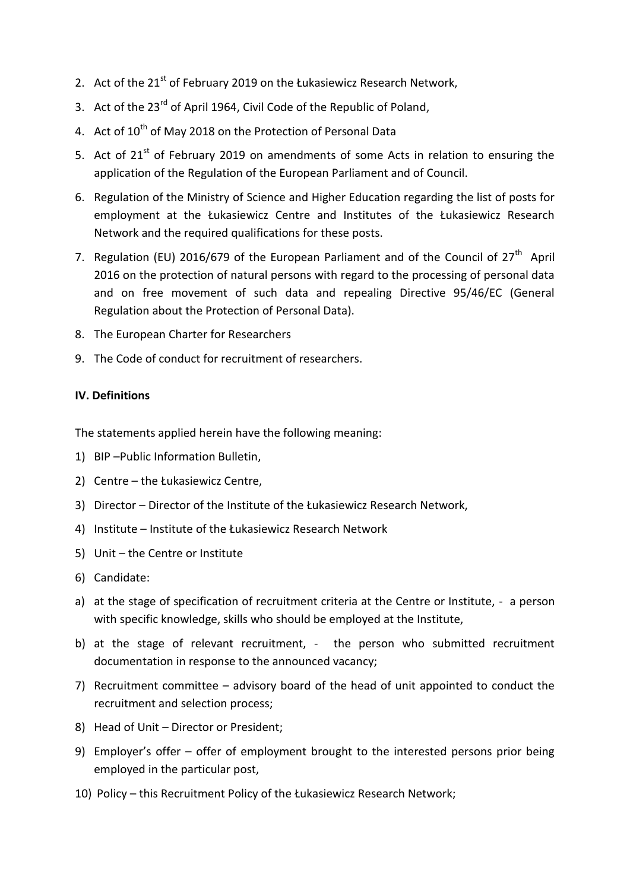2. Act of the 21st of February 2019 on the Łukasiewicz Research Network,
3. Act of the 23rd of April 1964, Civil Code of the Republic of Poland,
4. Act of 10th of May 2018 on the Protection of Personal Data
5. Act of 21st of February 2019 on amendments of some Acts in relation to ensuring the application of the Regulation of the European Parliament and of Council.
6. Regulation of the Ministry of Science and Higher Education regarding the list of posts for employment at the Łukasiewicz Centre and Institutes of the Łukasiewicz Research Network and the required qualifications for these posts.
7. Regulation (EU) 2016/679 of the European Parliament and of the Council of 27th April 2016 on the protection of natural persons with regard to the processing of personal data and on free movement of such data and repealing Directive 95/46/EC (General Regulation about the Protection of Personal Data).
8. The European Charter for Researchers
9. The Code of conduct for recruitment of researchers.

**IV. Definitions**

The statements applied herein have the following meaning:

1) BIP –Public Information Bulletin,
2) Centre – the Łukasiewicz Centre,
3) Director – Director of the Institute of the Łukasiewicz Research Network,
4) Institute – Institute of the Łukasiewicz Research Network
5) Unit – the Centre or Institute
6) Candidate:
   a) at the stage of specification of recruitment criteria at the Centre or Institute, - a person with specific knowledge, skills who should be employed at the Institute,
   b) at the stage of relevant recruitment, - the person who submitted recruitment documentation in response to the announced vacancy;
7) Recruitment committee – advisory board of the head of unit appointed to conduct the recruitment and selection process;
8) Head of Unit – Director or President;
9) Employer's offer – offer of employment brought to the interested persons prior being employed in the particular post,
10) Policy – this Recruitment Policy of the Łukasiewicz Research Network;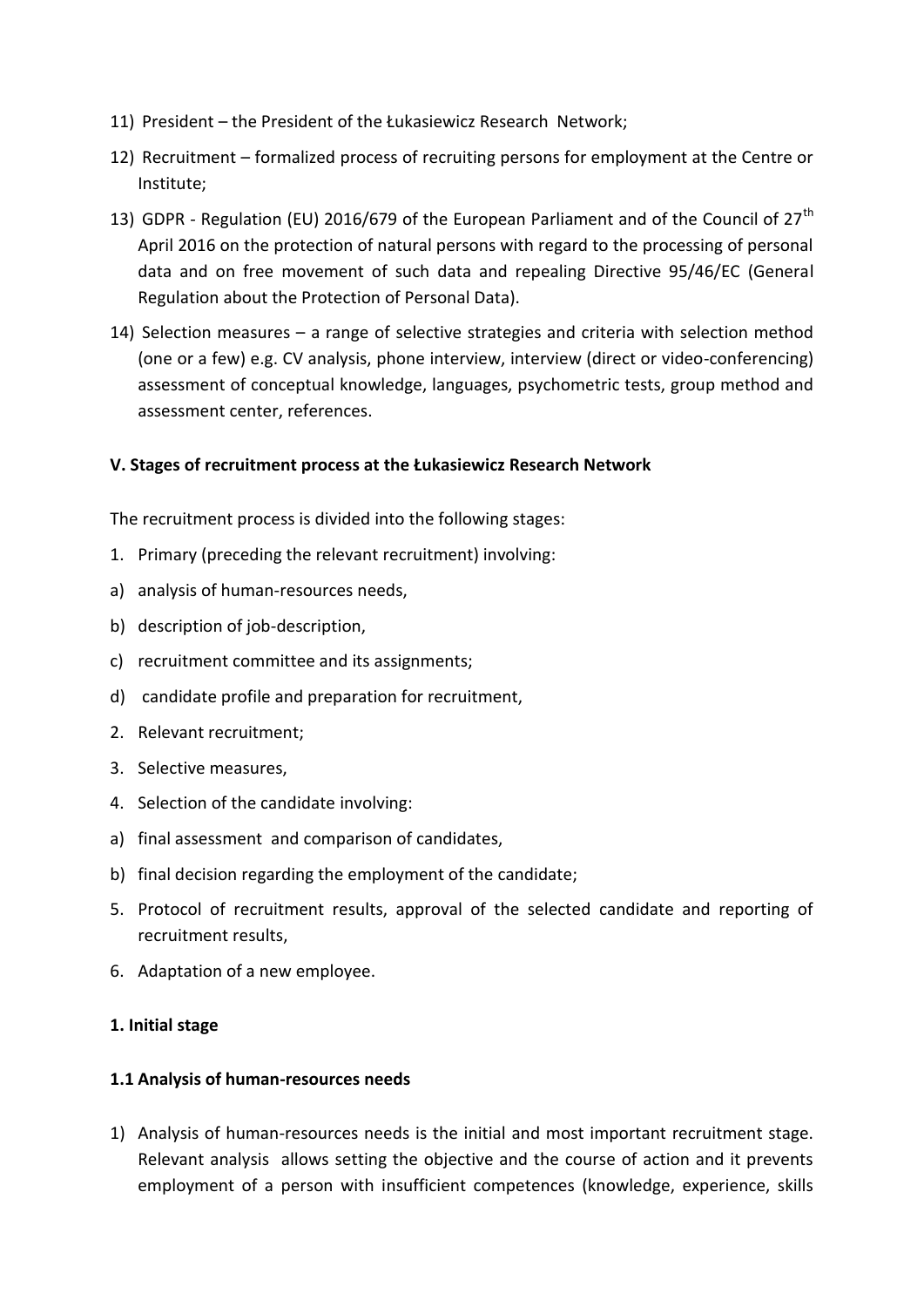11) President – the President of the Łukasiewicz Research Network;
12) Recruitment – formalized process of recruiting persons for employment at the Centre or Institute;
13) GDPR - Regulation (EU) 2016/679 of the European Parliament and of the Council of 27th April 2016 on the protection of natural persons with regard to the processing of personal data and on free movement of such data and repealing Directive 95/46/EC (General Regulation about the Protection of Personal Data).
14) Selection measures – a range of selective strategies and criteria with selection method (one or a few) e.g. CV analysis, phone interview, interview (direct or video-conferencing) assessment of conceptual knowledge, languages, psychometric tests, group method and assessment center, references.

**V. Stages of recruitment process at the Łukasiewicz Research Network**

The recruitment process is divided into the following stages:

1. Primary (preceding the relevant recruitment) involving:
a) analysis of human-resources needs,
b) description of job-description,
c) recruitment committee and its assignments;
d) candidate profile and preparation for recruitment,
2. Relevant recruitment;
3. Selective measures,
4. Selection of the candidate involving:
a) final assessment and comparison of candidates,
b) final decision regarding the employment of the candidate;
5. Protocol of recruitment results, approval of the selected candidate and reporting of recruitment results,
6. Adaptation of a new employee.

**1. Initial stage**

**1.1 Analysis of human-resources needs**

1) Analysis of human-resources needs is the initial and most important recruitment stage. Relevant analysis allows setting the objective and the course of action and it prevents employment of a person with insufficient competences (knowledge, experience, skills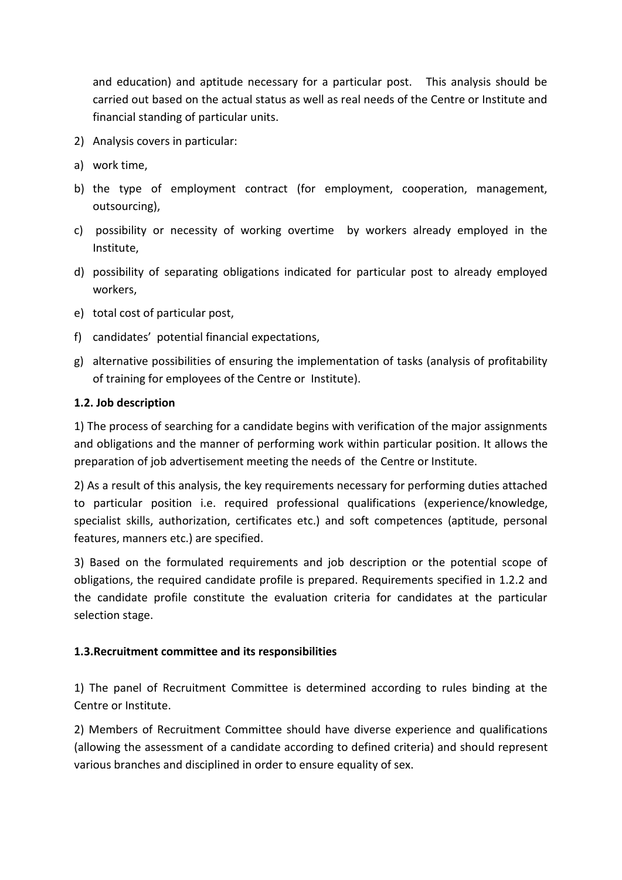and education) and aptitude necessary for a particular post. This analysis should be carried out based on the actual status as well as real needs of the Centre or Institute and financial standing of particular units.

2) Analysis covers in particular:

a) work time,

b) the type of employment contract (for employment, cooperation, management, outsourcing),

c) possibility or necessity of working overtime by workers already employed in the Institute,

d) possibility of separating obligations indicated for particular post to already employed workers,

e) total cost of particular post,

f) candidates' potential financial expectations,

g) alternative possibilities of ensuring the implementation of tasks (analysis of profitability of training for employees of the Centre or Institute).

**1.2. Job description**

1) The process of searching for a candidate begins with verification of the major assignments and obligations and the manner of performing work within particular position. It allows the preparation of job advertisement meeting the needs of the Centre or Institute.

2) As a result of this analysis, the key requirements necessary for performing duties attached to particular position i.e. required professional qualifications (experience/knowledge, specialist skills, authorization, certificates etc.) and soft competences (aptitude, personal features, manners etc.) are specified.

3) Based on the formulated requirements and job description or the potential scope of obligations, the required candidate profile is prepared. Requirements specified in 1.2.2 and the candidate profile constitute the evaluation criteria for candidates at the particular selection stage.

**1.3.Recruitment committee and its responsibilities**

1) The panel of Recruitment Committee is determined according to rules binding at the Centre or Institute.

2) Members of Recruitment Committee should have diverse experience and qualifications (allowing the assessment of a candidate according to defined criteria) and should represent various branches and disciplined in order to ensure equality of sex.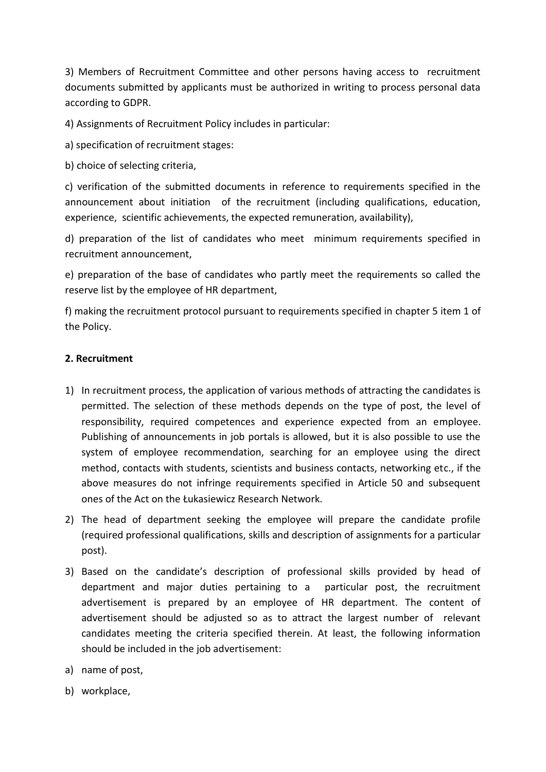3) Members of Recruitment Committee and other persons having access to recruitment documents submitted by applicants must be authorized in writing to process personal data according to GDPR.

4) Assignments of Recruitment Policy includes in particular:

a) specification of recruitment stages:

b) choice of selecting criteria,

c) verification of the submitted documents in reference to requirements specified in the announcement about initiation of the recruitment (including qualifications, education, experience, scientific achievements, the expected remuneration, availability),

d) preparation of the list of candidates who meet minimum requirements specified in recruitment announcement,

e) preparation of the base of candidates who partly meet the requirements so called the reserve list by the employee of HR department,

f) making the recruitment protocol pursuant to requirements specified in chapter 5 item 1 of the Policy.

**2. Recruitment**

1) In recruitment process, the application of various methods of attracting the candidates is permitted. The selection of these methods depends on the type of post, the level of responsibility, required competences and experience expected from an employee. Publishing of announcements in job portals is allowed, but it is also possible to use the system of employee recommendation, searching for an employee using the direct method, contacts with students, scientists and business contacts, networking etc., if the above measures do not infringe requirements specified in Article 50 and subsequent ones of the Act on the Łukasiewicz Research Network.

2) The head of department seeking the employee will prepare the candidate profile (required professional qualifications, skills and description of assignments for a particular post).

3) Based on the candidate's description of professional skills provided by head of department and major duties pertaining to a particular post, the recruitment advertisement is prepared by an employee of HR department. The content of advertisement should be adjusted so as to attract the largest number of relevant candidates meeting the criteria specified therein. At least, the following information should be included in the job advertisement:

a) name of post,

b) workplace,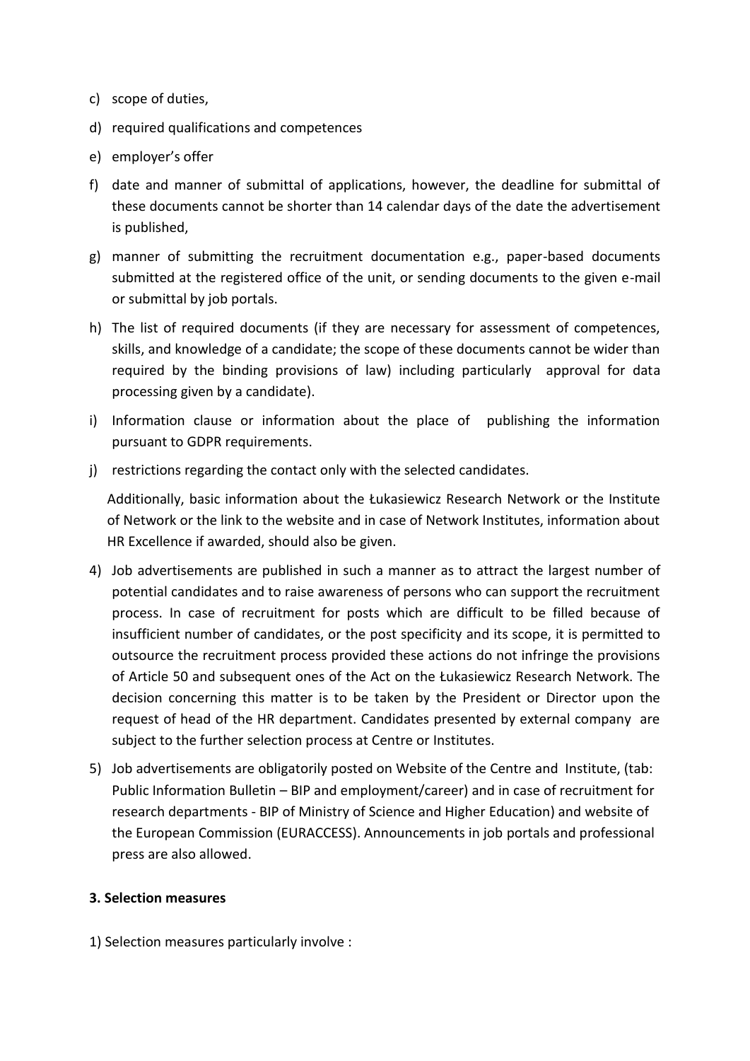c) scope of duties,

d) required qualifications and competences

e) employer's offer

f) date and manner of submittal of applications, however, the deadline for submittal of these documents cannot be shorter than 14 calendar days of the date the advertisement is published,

g) manner of submitting the recruitment documentation e.g., paper-based documents submitted at the registered office of the unit, or sending documents to the given e-mail or submittal by job portals.

h) The list of required documents (if they are necessary for assessment of competences, skills, and knowledge of a candidate; the scope of these documents cannot be wider than required by the binding provisions of law) including particularly approval for data processing given by a candidate).

i) Information clause or information about the place of publishing the information pursuant to GDPR requirements.

j) restrictions regarding the contact only with the selected candidates.

Additionally, basic information about the Łukasiewicz Research Network or the Institute of Network or the link to the website and in case of Network Institutes, information about HR Excellence if awarded, should also be given.

4) Job advertisements are published in such a manner as to attract the largest number of potential candidates and to raise awareness of persons who can support the recruitment process. In case of recruitment for posts which are difficult to be filled because of insufficient number of candidates, or the post specificity and its scope, it is permitted to outsource the recruitment process provided these actions do not infringe the provisions of Article 50 and subsequent ones of the Act on the Łukasiewicz Research Network. The decision concerning this matter is to be taken by the President or Director upon the request of head of the HR department. Candidates presented by external company are subject to the further selection process at Centre or Institutes.

5) Job advertisements are obligatorily posted on Website of the Centre and Institute, (tab: Public Information Bulletin – BIP and employment/career) and in case of recruitment for research departments - BIP of Ministry of Science and Higher Education) and website of the European Commission (EURACCESS). Announcements in job portals and professional press are also allowed.

**3. Selection measures**

1) Selection measures particularly involve :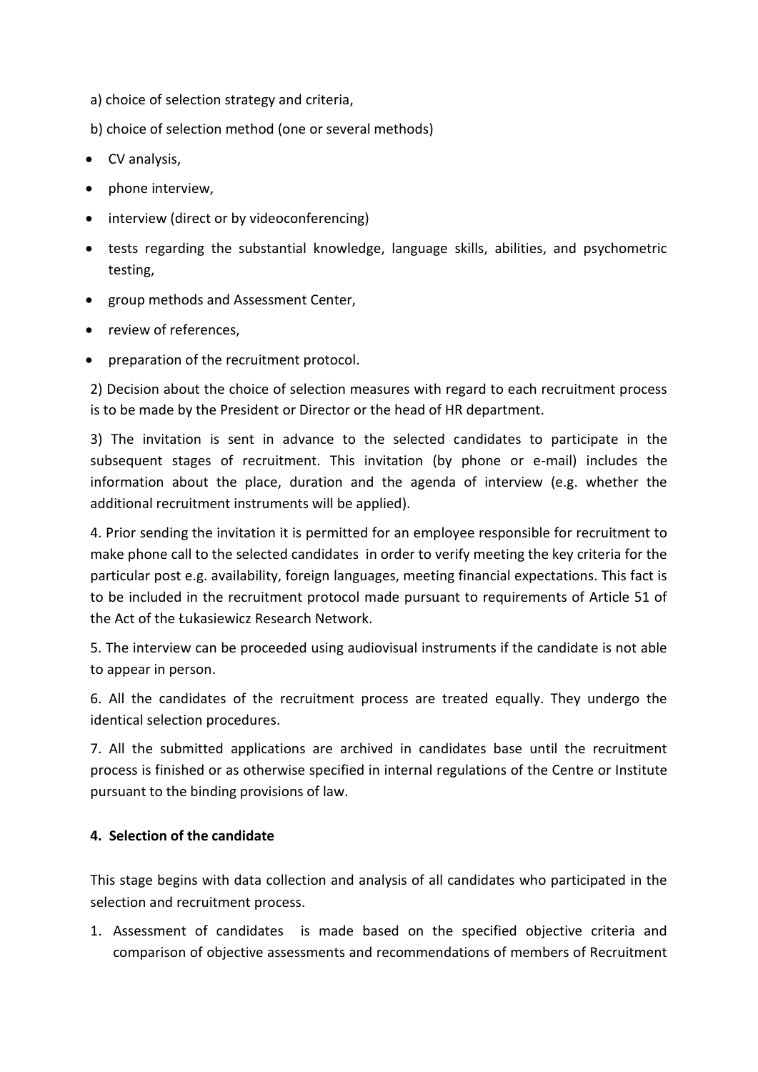a) choice of selection strategy and criteria,

b) choice of selection method (one or several methods)

- CV analysis,
- phone interview,
- interview (direct or by videoconferencing)
- tests regarding the substantial knowledge, language skills, abilities, and psychometric testing,
- group methods and Assessment Center,
- review of references,
- preparation of the recruitment protocol.

2) Decision about the choice of selection measures with regard to each recruitment process is to be made by the President or Director or the head of HR department.

3) The invitation is sent in advance to the selected candidates to participate in the subsequent stages of recruitment. This invitation (by phone or e-mail) includes the information about the place, duration and the agenda of interview (e.g. whether the additional recruitment instruments will be applied).

4. Prior sending the invitation it is permitted for an employee responsible for recruitment to make phone call to the selected candidates in order to verify meeting the key criteria for the particular post e.g. availability, foreign languages, meeting financial expectations. This fact is to be included in the recruitment protocol made pursuant to requirements of Article 51 of the Act of the Łukasiewicz Research Network.

5. The interview can be proceeded using audiovisual instruments if the candidate is not able to appear in person.

6. All the candidates of the recruitment process are treated equally. They undergo the identical selection procedures.

7. All the submitted applications are archived in candidates base until the recruitment process is finished or as otherwise specified in internal regulations of the Centre or Institute pursuant to the binding provisions of law.

**4. Selection of the candidate**

This stage begins with data collection and analysis of all candidates who participated in the selection and recruitment process.

1. Assessment of candidates is made based on the specified objective criteria and comparison of objective assessments and recommendations of members of Recruitment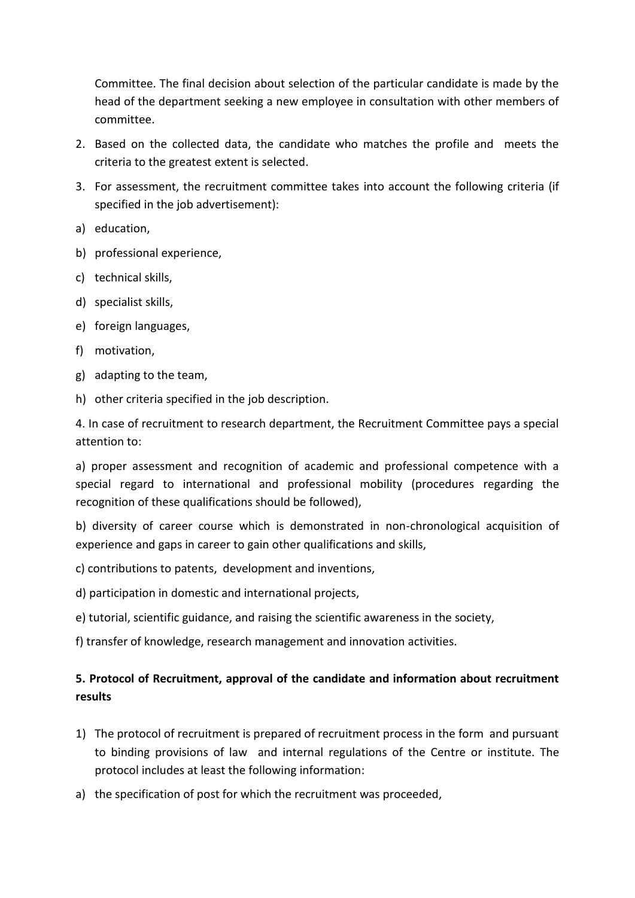Committee. The final decision about selection of the particular candidate is made by the head of the department seeking a new employee in consultation with other members of committee.

2. Based on the collected data, the candidate who matches the profile and meets the criteria to the greatest extent is selected.
3. For assessment, the recruitment committee takes into account the following criteria (if specified in the job advertisement):

a) education,

b) professional experience,

c) technical skills,

d) specialist skills,

e) foreign languages,

f) motivation,

g) adapting to the team,

h) other criteria specified in the job description.

4. In case of recruitment to research department, the Recruitment Committee pays a special attention to:

a) proper assessment and recognition of academic and professional competence with a special regard to international and professional mobility (procedures regarding the recognition of these qualifications should be followed),

b) diversity of career course which is demonstrated in non-chronological acquisition of experience and gaps in career to gain other qualifications and skills,

c) contributions to patents, development and inventions,

d) participation in domestic and international projects,

e) tutorial, scientific guidance, and raising the scientific awareness in the society,

f) transfer of knowledge, research management and innovation activities.

### 5. Protocol of Recruitment, approval of the candidate and information about recruitment results

1) The protocol of recruitment is prepared of recruitment process in the form and pursuant to binding provisions of law and internal regulations of the Centre or institute. The protocol includes at least the following information:

a) the specification of post for which the recruitment was proceeded,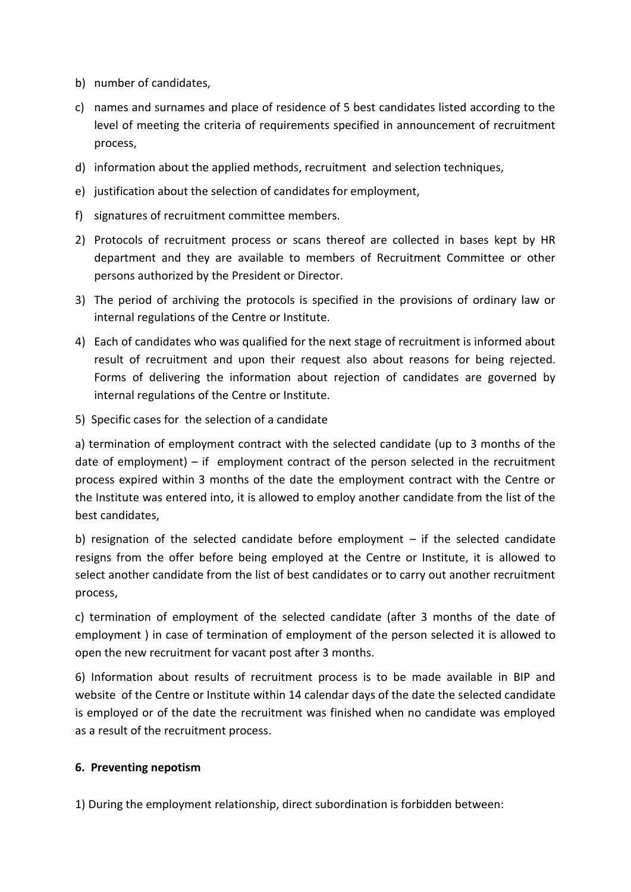b) number of candidates,

c) names and surnames and place of residence of 5 best candidates listed according to the level of meeting the criteria of requirements specified in announcement of recruitment process,

d) information about the applied methods, recruitment and selection techniques,

e) justification about the selection of candidates for employment,

f) signatures of recruitment committee members.

2) Protocols of recruitment process or scans thereof are collected in bases kept by HR department and they are available to members of Recruitment Committee or other persons authorized by the President or Director.

3) The period of archiving the protocols is specified in the provisions of ordinary law or internal regulations of the Centre or Institute.

4) Each of candidates who was qualified for the next stage of recruitment is informed about result of recruitment and upon their request also about reasons for being rejected. Forms of delivering the information about rejection of candidates are governed by internal regulations of the Centre or Institute.

5) Specific cases for the selection of a candidate

a) termination of employment contract with the selected candidate (up to 3 months of the date of employment) – if employment contract of the person selected in the recruitment process expired within 3 months of the date the employment contract with the Centre or the Institute was entered into, it is allowed to employ another candidate from the list of the best candidates,

b) resignation of the selected candidate before employment – if the selected candidate resigns from the offer before being employed at the Centre or Institute, it is allowed to select another candidate from the list of best candidates or to carry out another recruitment process,

c) termination of employment of the selected candidate (after 3 months of the date of employment ) in case of termination of employment of the person selected it is allowed to open the new recruitment for vacant post after 3 months.

6) Information about results of recruitment process is to be made available in BIP and website of the Centre or Institute within 14 calendar days of the date the selected candidate is employed or of the date the recruitment was finished when no candidate was employed as a result of the recruitment process.

## 6. Preventing nepotism

1) During the employment relationship, direct subordination is forbidden between: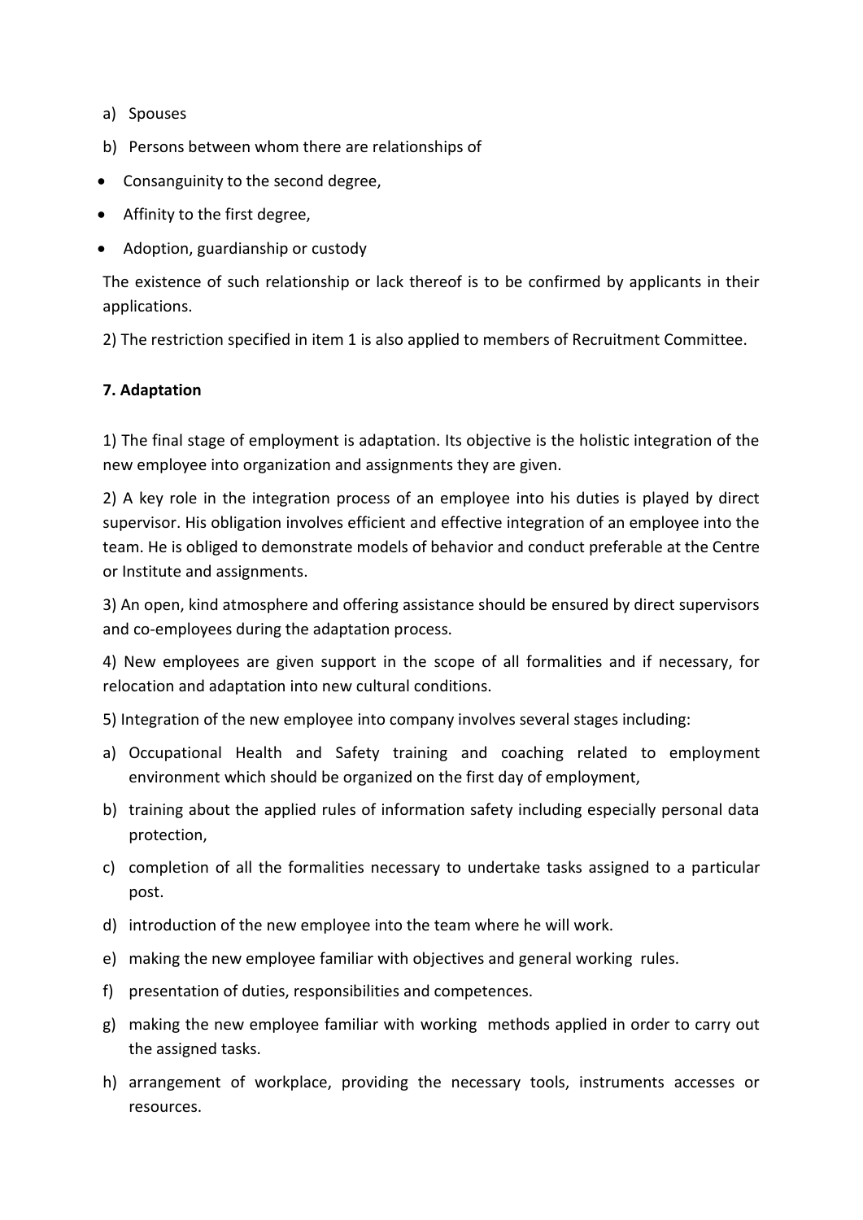a) Spouses

b) Persons between whom there are relationships of

- Consanguinity to the second degree,
- Affinity to the first degree,
- Adoption, guardianship or custody

The existence of such relationship or lack thereof is to be confirmed by applicants in their applications.

2) The restriction specified in item 1 is also applied to members of Recruitment Committee.

**7. Adaptation**

1) The final stage of employment is adaptation. Its objective is the holistic integration of the new employee into organization and assignments they are given.

2) A key role in the integration process of an employee into his duties is played by direct supervisor. His obligation involves efficient and effective integration of an employee into the team. He is obliged to demonstrate models of behavior and conduct preferable at the Centre or Institute and assignments.

3) An open, kind atmosphere and offering assistance should be ensured by direct supervisors and co-employees during the adaptation process.

4) New employees are given support in the scope of all formalities and if necessary, for relocation and adaptation into new cultural conditions.

5) Integration of the new employee into company involves several stages including:

a) Occupational Health and Safety training and coaching related to employment environment which should be organized on the first day of employment,

b) training about the applied rules of information safety including especially personal data protection,

c) completion of all the formalities necessary to undertake tasks assigned to a particular post.

d) introduction of the new employee into the team where he will work.

e) making the new employee familiar with objectives and general working rules.

f) presentation of duties, responsibilities and competences.

g) making the new employee familiar with working methods applied in order to carry out the assigned tasks.

h) arrangement of workplace, providing the necessary tools, instruments accesses or resources.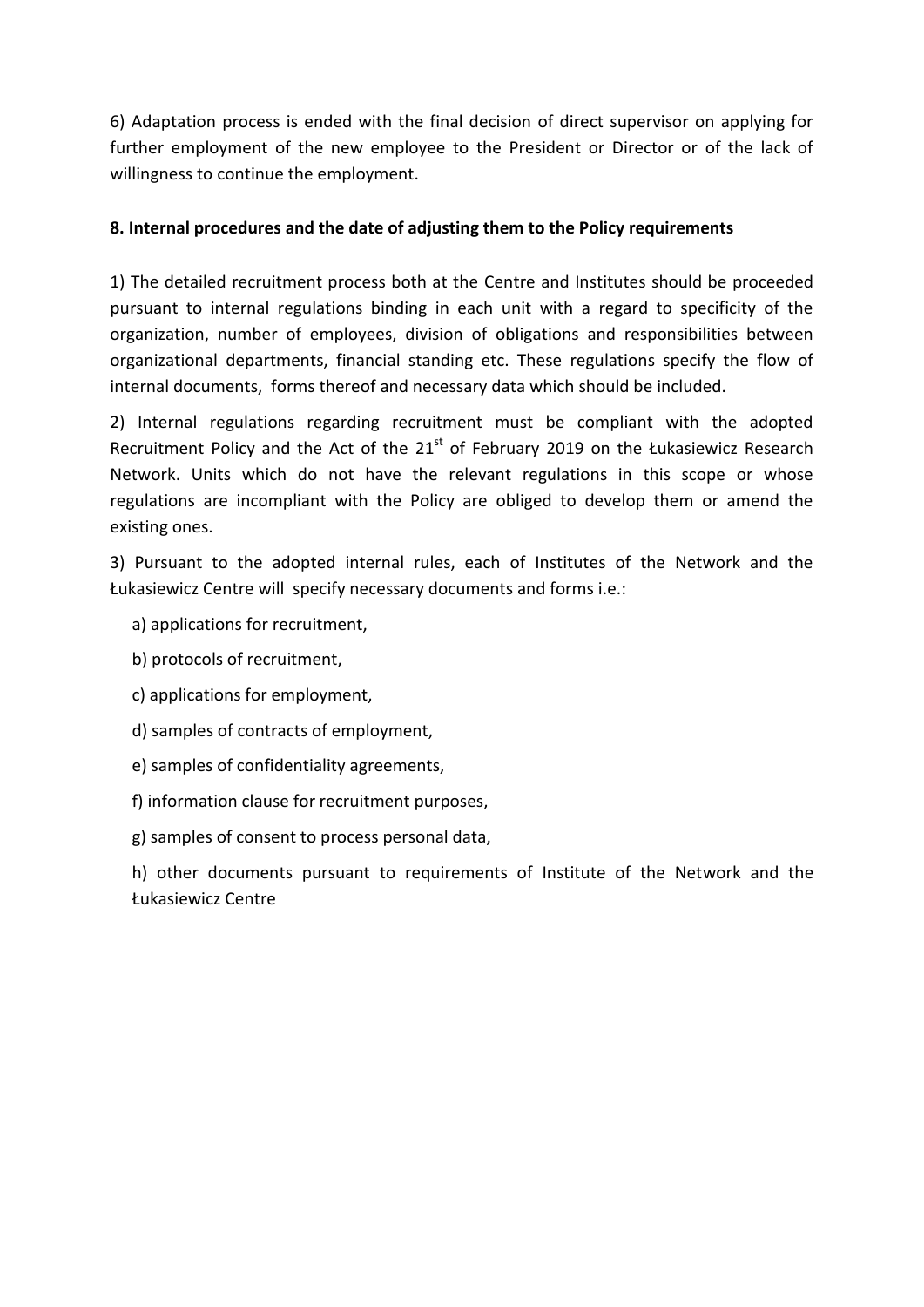6) Adaptation process is ended with the final decision of direct supervisor on applying for further employment of the new employee to the President or Director or of the lack of willingness to continue the employment.

**8. Internal procedures and the date of adjusting them to the Policy requirements**

1) The detailed recruitment process both at the Centre and Institutes should be proceeded pursuant to internal regulations binding in each unit with a regard to specificity of the organization, number of employees, division of obligations and responsibilities between organizational departments, financial standing etc. These regulations specify the flow of internal documents, forms thereof and necessary data which should be included.

2) Internal regulations regarding recruitment must be compliant with the adopted Recruitment Policy and the Act of the 21st of February 2019 on the Łukasiewicz Research Network. Units which do not have the relevant regulations in this scope or whose regulations are incompliant with the Policy are obliged to develop them or amend the existing ones.

3) Pursuant to the adopted internal rules, each of Institutes of the Network and the Łukasiewicz Centre will specify necessary documents and forms i.e.:

a) applications for recruitment,

b) protocols of recruitment,

c) applications for employment,

d) samples of contracts of employment,

e) samples of confidentiality agreements,

f) information clause for recruitment purposes,

g) samples of consent to process personal data,

h) other documents pursuant to requirements of Institute of the Network and the Łukasiewicz Centre